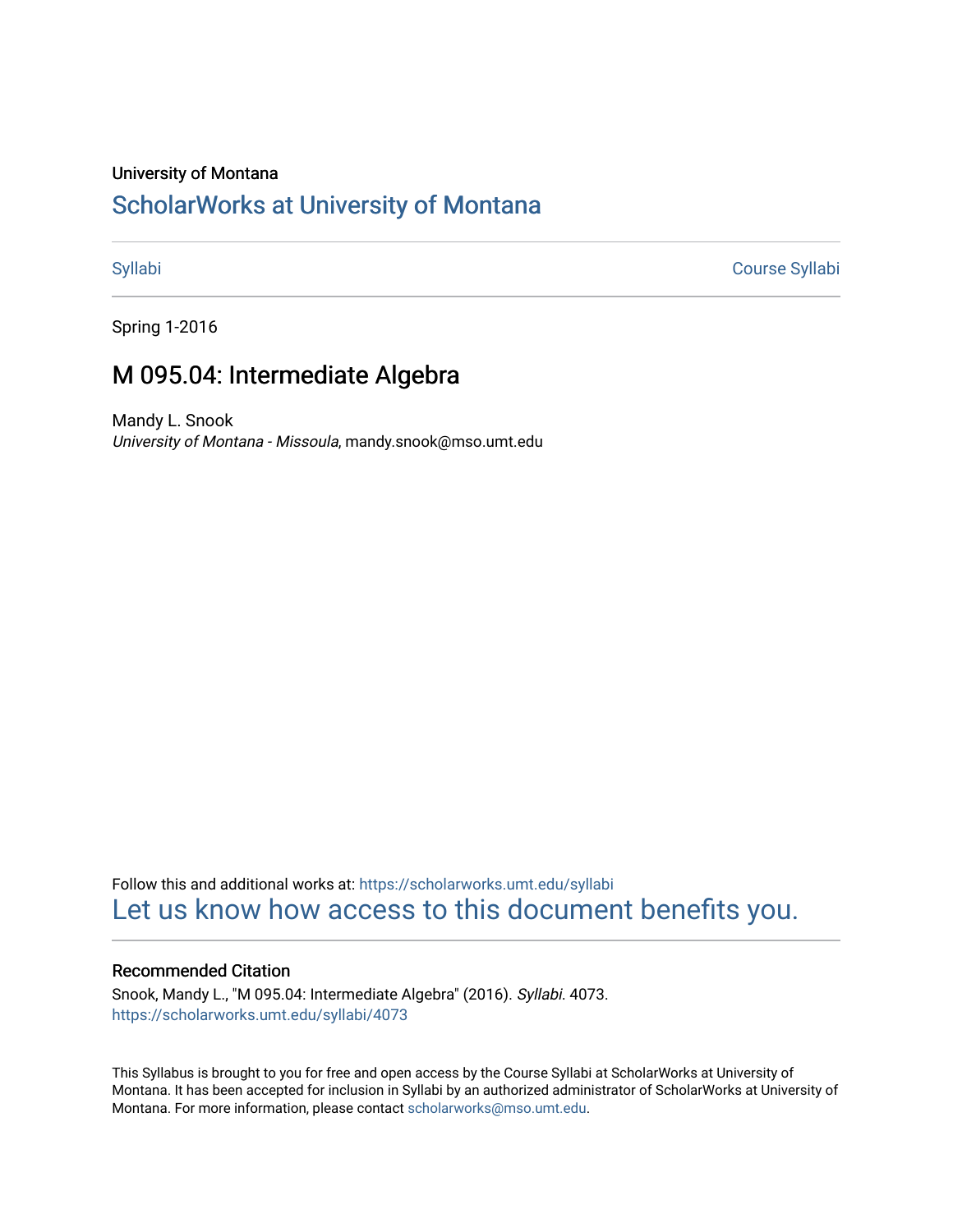University of Montana

# ScholarWorks at University of Montana

Syllabi | Course Syllabi

Spring 1-2016

## M 095.04: Intermediate Algebra

Mandy L. Snook
*University of Montana - Missoula*, mandy.snook@mso.umt.edu

Follow this and additional works at: https://scholarworks.umt.edu/syllabi
Let us know how access to this document benefits you.

### Recommended Citation

Snook, Mandy L., "M 095.04: Intermediate Algebra" (2016). *Syllabi*. 4073.
https://scholarworks.umt.edu/syllabi/4073

This Syllabus is brought to you for free and open access by the Course Syllabi at ScholarWorks at University of Montana. It has been accepted for inclusion in Syllabi by an authorized administrator of ScholarWorks at University of Montana. For more information, please contact scholarworks@mso.umt.edu.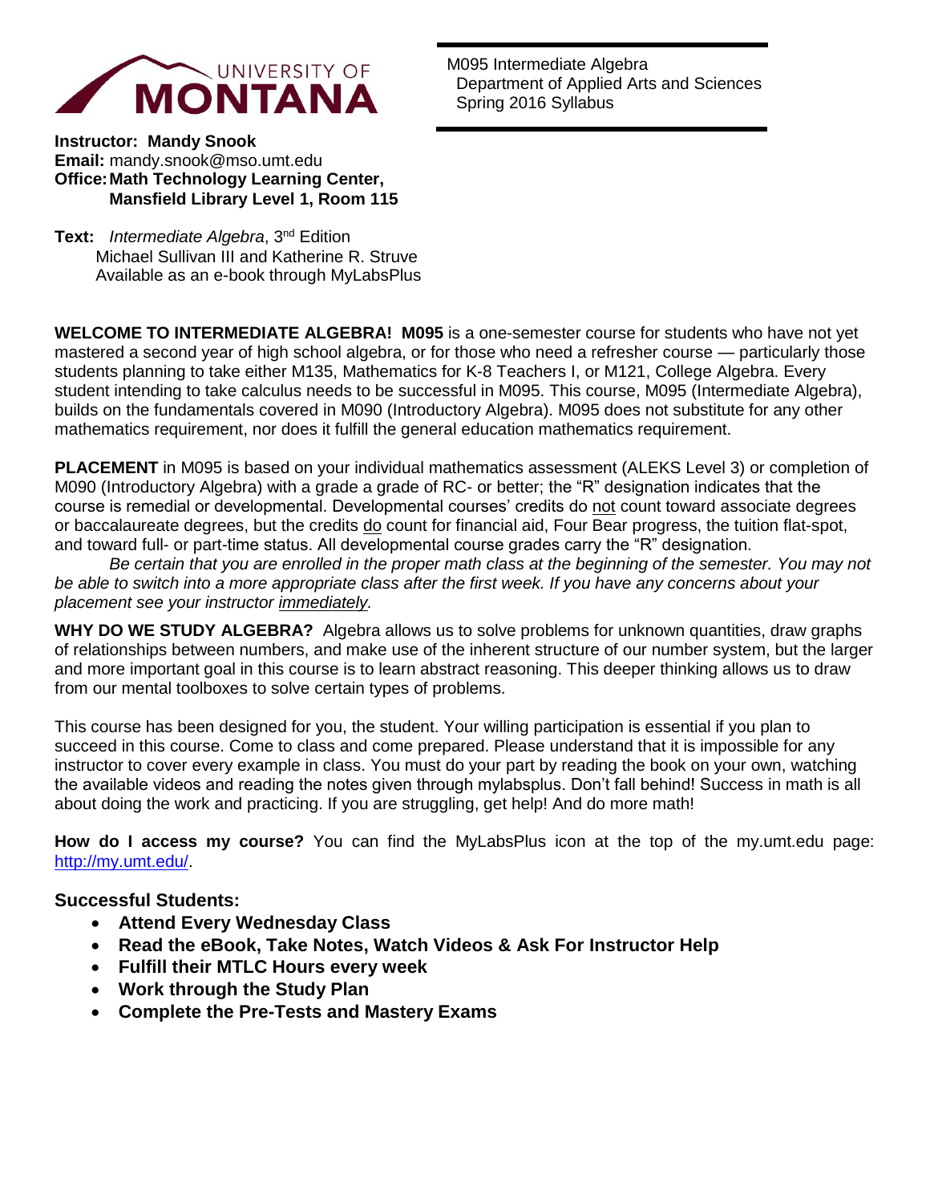M095 Intermediate Algebra
Department of Applied Arts and Sciences
Spring 2016 Syllabus

**Instructor: Mandy Snook**
**Email:** mandy.snook@mso.umt.edu
**Office: Math Technology Learning Center, Mansfield Library Level 1, Room 115**

**Text:** *Intermediate Algebra*, 3nd Edition
Michael Sullivan III and Katherine R. Struve
Available as an e-book through MyLabsPlus

**WELCOME TO INTERMEDIATE ALGEBRA! M095** is a one-semester course for students who have not yet mastered a second year of high school algebra, or for those who need a refresher course — particularly those students planning to take either M135, Mathematics for K-8 Teachers I, or M121, College Algebra. Every student intending to take calculus needs to be successful in M095. This course, M095 (Intermediate Algebra), builds on the fundamentals covered in M090 (Introductory Algebra). M095 does not substitute for any other mathematics requirement, nor does it fulfill the general education mathematics requirement.

**PLACEMENT** in M095 is based on your individual mathematics assessment (ALEKS Level 3) or completion of M090 (Introductory Algebra) with a grade a grade of RC- or better; the "R" designation indicates that the course is remedial or developmental. Developmental courses' credits do not count toward associate degrees or baccalaureate degrees, but the credits do count for financial aid, Four Bear progress, the tuition flat-spot, and toward full- or part-time status. All developmental course grades carry the "R" designation.

*Be certain that you are enrolled in the proper math class at the beginning of the semester. You may not be able to switch into a more appropriate class after the first week. If you have any concerns about your placement see your instructor immediately.*

**WHY DO WE STUDY ALGEBRA?** Algebra allows us to solve problems for unknown quantities, draw graphs of relationships between numbers, and make use of the inherent structure of our number system, but the larger and more important goal in this course is to learn abstract reasoning. This deeper thinking allows us to draw from our mental toolboxes to solve certain types of problems.

This course has been designed for you, the student. Your willing participation is essential if you plan to succeed in this course. Come to class and come prepared. Please understand that it is impossible for any instructor to cover every example in class. You must do your part by reading the book on your own, watching the available videos and reading the notes given through mylabsplus. Don't fall behind! Success in math is all about doing the work and practicing. If you are struggling, get help! And do more math!

**How do I access my course?** You can find the MyLabsPlus icon at the top of the my.umt.edu page: http://my.umt.edu/.

## Successful Students:

- **Attend Every Wednesday Class**
- **Read the eBook, Take Notes, Watch Videos & Ask For Instructor Help**
- **Fulfill their MTLC Hours every week**
- **Work through the Study Plan**
- **Complete the Pre-Tests and Mastery Exams**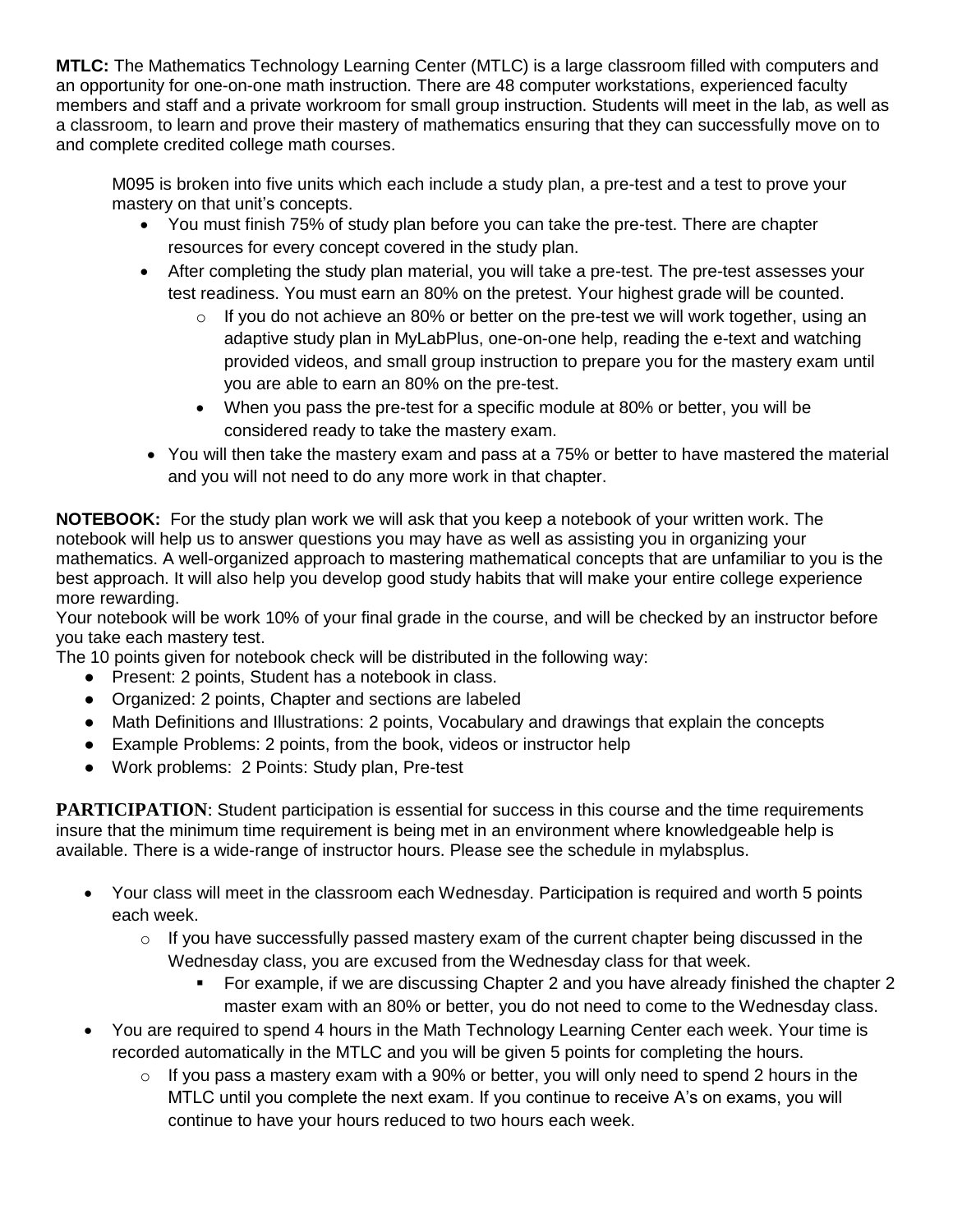**MTLC:** The Mathematics Technology Learning Center (MTLC) is a large classroom filled with computers and an opportunity for one-on-one math instruction. There are 48 computer workstations, experienced faculty members and staff and a private workroom for small group instruction. Students will meet in the lab, as well as a classroom, to learn and prove their mastery of mathematics ensuring that they can successfully move on to and complete credited college math courses.

M095 is broken into five units which each include a study plan, a pre-test and a test to prove your mastery on that unit's concepts.

- You must finish 75% of study plan before you can take the pre-test. There are chapter resources for every concept covered in the study plan.
- After completing the study plan material, you will take a pre-test. The pre-test assesses your test readiness. You must earn an 80% on the pretest. Your highest grade will be counted.
    - If you do not achieve an 80% or better on the pre-test we will work together, using an adaptive study plan in MyLabPlus, one-on-one help, reading the e-text and watching provided videos, and small group instruction to prepare you for the mastery exam until you are able to earn an 80% on the pre-test.
    - When you pass the pre-test for a specific module at 80% or better, you will be considered ready to take the mastery exam.
- You will then take the mastery exam and pass at a 75% or better to have mastered the material and you will not need to do any more work in that chapter.

**NOTEBOOK:** For the study plan work we will ask that you keep a notebook of your written work. The notebook will help us to answer questions you may have as well as assisting you in organizing your mathematics. A well-organized approach to mastering mathematical concepts that are unfamiliar to you is the best approach. It will also help you develop good study habits that will make your entire college experience more rewarding.

Your notebook will be work 10% of your final grade in the course, and will be checked by an instructor before you take each mastery test.

The 10 points given for notebook check will be distributed in the following way:

- Present: 2 points, Student has a notebook in class.
- Organized: 2 points, Chapter and sections are labeled
- Math Definitions and Illustrations: 2 points, Vocabulary and drawings that explain the concepts
- Example Problems: 2 points, from the book, videos or instructor help
- Work problems: 2 Points: Study plan, Pre-test

**PARTICIPATION**: Student participation is essential for success in this course and the time requirements insure that the minimum time requirement is being met in an environment where knowledgeable help is available. There is a wide-range of instructor hours. Please see the schedule in mylabsplus.

- Your class will meet in the classroom each Wednesday. Participation is required and worth 5 points each week.
    - If you have successfully passed mastery exam of the current chapter being discussed in the Wednesday class, you are excused from the Wednesday class for that week.
        - For example, if we are discussing Chapter 2 and you have already finished the chapter 2 master exam with an 80% or better, you do not need to come to the Wednesday class.
- You are required to spend 4 hours in the Math Technology Learning Center each week. Your time is recorded automatically in the MTLC and you will be given 5 points for completing the hours.
    - If you pass a mastery exam with a 90% or better, you will only need to spend 2 hours in the MTLC until you complete the next exam. If you continue to receive A's on exams, you will continue to have your hours reduced to two hours each week.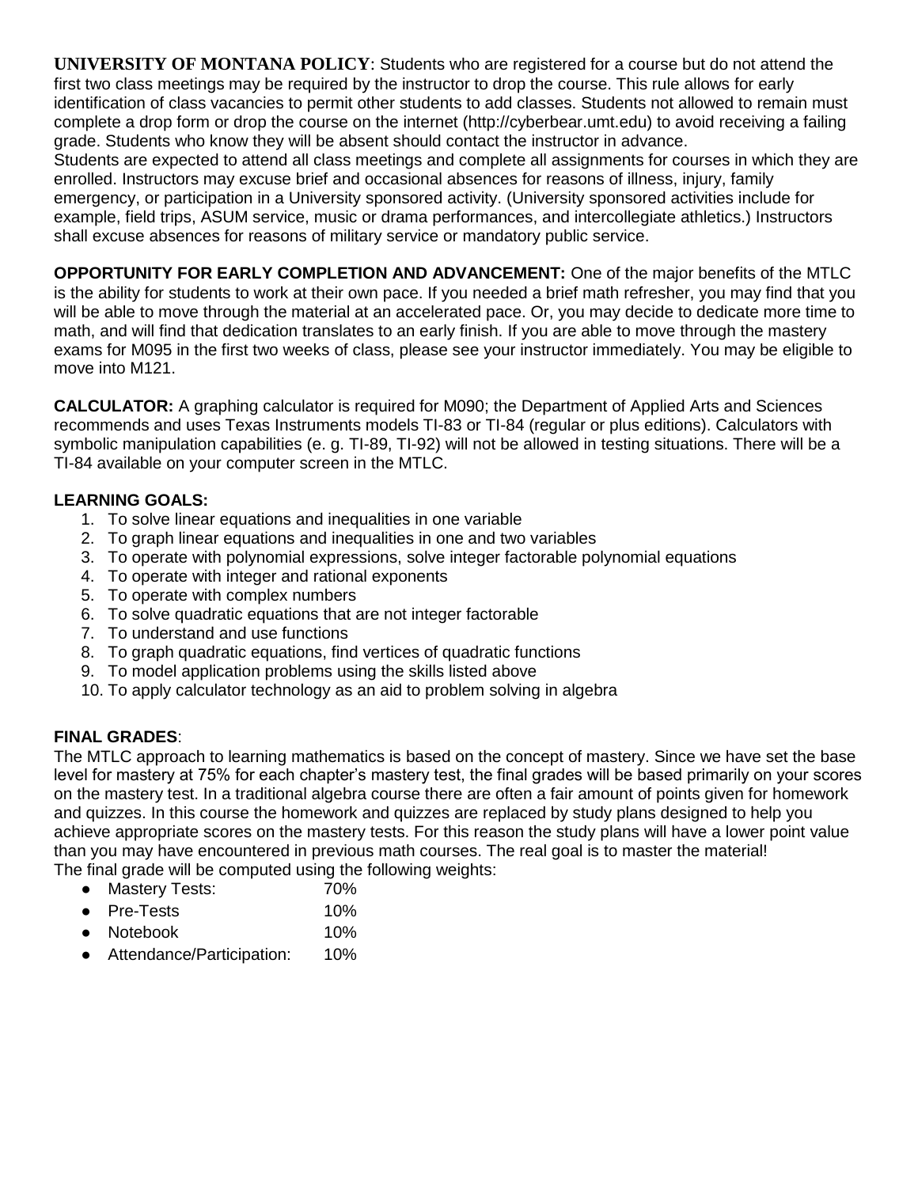**UNIVERSITY OF MONTANA POLICY**: Students who are registered for a course but do not attend the first two class meetings may be required by the instructor to drop the course. This rule allows for early identification of class vacancies to permit other students to add classes. Students not allowed to remain must complete a drop form or drop the course on the internet (http://cyberbear.umt.edu) to avoid receiving a failing grade. Students who know they will be absent should contact the instructor in advance.
Students are expected to attend all class meetings and complete all assignments for courses in which they are enrolled. Instructors may excuse brief and occasional absences for reasons of illness, injury, family emergency, or participation in a University sponsored activity. (University sponsored activities include for example, field trips, ASUM service, music or drama performances, and intercollegiate athletics.) Instructors shall excuse absences for reasons of military service or mandatory public service.

**OPPORTUNITY FOR EARLY COMPLETION AND ADVANCEMENT:** One of the major benefits of the MTLC is the ability for students to work at their own pace. If you needed a brief math refresher, you may find that you will be able to move through the material at an accelerated pace. Or, you may decide to dedicate more time to math, and will find that dedication translates to an early finish. If you are able to move through the mastery exams for M095 in the first two weeks of class, please see your instructor immediately. You may be eligible to move into M121.

**CALCULATOR:** A graphing calculator is required for M090; the Department of Applied Arts and Sciences recommends and uses Texas Instruments models TI-83 or TI-84 (regular or plus editions). Calculators with symbolic manipulation capabilities (e. g. TI-89, TI-92) will not be allowed in testing situations. There will be a TI-84 available on your computer screen in the MTLC.

**LEARNING GOALS:**

1. To solve linear equations and inequalities in one variable
2. To graph linear equations and inequalities in one and two variables
3. To operate with polynomial expressions, solve integer factorable polynomial equations
4. To operate with integer and rational exponents
5. To operate with complex numbers
6. To solve quadratic equations that are not integer factorable
7. To understand and use functions
8. To graph quadratic equations, find vertices of quadratic functions
9. To model application problems using the skills listed above
10. To apply calculator technology as an aid to problem solving in algebra

**FINAL GRADES**:
The MTLC approach to learning mathematics is based on the concept of mastery. Since we have set the base level for mastery at 75% for each chapter's mastery test, the final grades will be based primarily on your scores on the mastery test. In a traditional algebra course there are often a fair amount of points given for homework and quizzes. In this course the homework and quizzes are replaced by study plans designed to help you achieve appropriate scores on the mastery tests. For this reason the study plans will have a lower point value than you may have encountered in previous math courses. The real goal is to master the material!
The final grade will be computed using the following weights:

- Mastery Tests: 70%
- Pre-Tests 10%
- Notebook 10%
- Attendance/Participation: 10%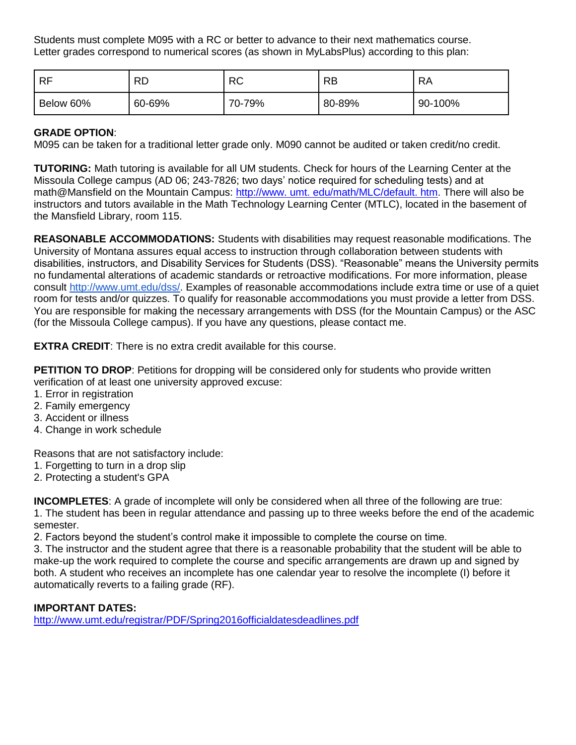Students must complete M095 with a RC or better to advance to their next mathematics course.
Letter grades correspond to numerical scores (as shown in MyLabsPlus) according to this plan:

| RF | RD | RC | RB | RA |
|---|---|---|---|---|
| Below 60% | 60-69% | 70-79% | 80-89% | 90-100% |

**GRADE OPTION**:
M095 can be taken for a traditional letter grade only. M090 cannot be audited or taken credit/no credit.

**TUTORING:** Math tutoring is available for all UM students. Check for hours of the Learning Center at the Missoula College campus (AD 06; 243-7826; two days' notice required for scheduling tests) and at math@Mansfield on the Mountain Campus: http://www. umt. edu/math/MLC/default. htm. There will also be instructors and tutors available in the Math Technology Learning Center (MTLC), located in the basement of the Mansfield Library, room 115.

**REASONABLE ACCOMMODATIONS:** Students with disabilities may request reasonable modifications. The University of Montana assures equal access to instruction through collaboration between students with disabilities, instructors, and Disability Services for Students (DSS). "Reasonable" means the University permits no fundamental alterations of academic standards or retroactive modifications. For more information, please consult http://www.umt.edu/dss/. Examples of reasonable accommodations include extra time or use of a quiet room for tests and/or quizzes. To qualify for reasonable accommodations you must provide a letter from DSS. You are responsible for making the necessary arrangements with DSS (for the Mountain Campus) or the ASC (for the Missoula College campus). If you have any questions, please contact me.

**EXTRA CREDIT**: There is no extra credit available for this course.

**PETITION TO DROP**: Petitions for dropping will be considered only for students who provide written verification of at least one university approved excuse:
1. Error in registration
2. Family emergency
3. Accident or illness
4. Change in work schedule

Reasons that are not satisfactory include:
1. Forgetting to turn in a drop slip
2. Protecting a student's GPA

**INCOMPLETES**: A grade of incomplete will only be considered when all three of the following are true:
1. The student has been in regular attendance and passing up to three weeks before the end of the academic semester.
2. Factors beyond the student's control make it impossible to complete the course on time.
3. The instructor and the student agree that there is a reasonable probability that the student will be able to make-up the work required to complete the course and specific arrangements are drawn up and signed by both. A student who receives an incomplete has one calendar year to resolve the incomplete (I) before it automatically reverts to a failing grade (RF).

**IMPORTANT DATES:**
http://www.umt.edu/registrar/PDF/Spring2016officialdatesdeadlines.pdf